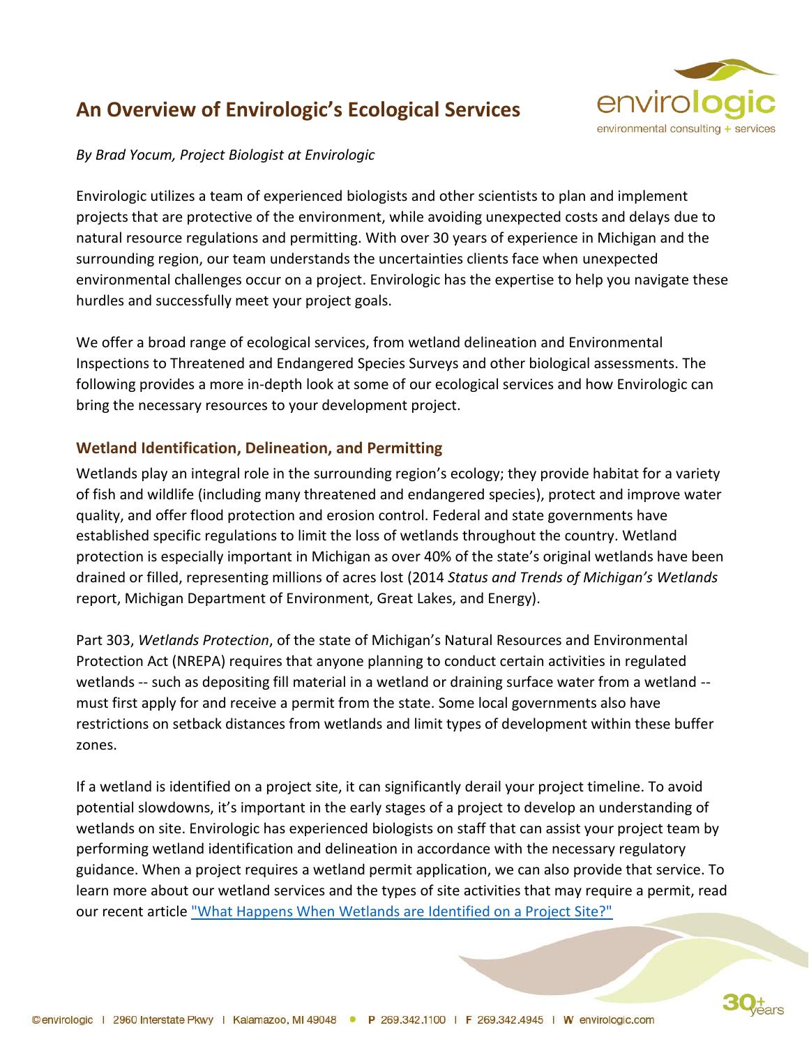# An Overview of Envirologic's Ecological Services

*By Brad Yocum, Project Biologist at Envirologic*

Envirologic utilizes a team of experienced biologists and other scientists to plan and implement projects that are protective of the environment, while avoiding unexpected costs and delays due to natural resource regulations and permitting. With over 30 years of experience in Michigan and the surrounding region, our team understands the uncertainties clients face when unexpected environmental challenges occur on a project. Envirologic has the expertise to help you navigate these hurdles and successfully meet your project goals.

We offer a broad range of ecological services, from wetland delineation and Environmental Inspections to Threatened and Endangered Species Surveys and other biological assessments. The following provides a more in-depth look at some of our ecological services and how Envirologic can bring the necessary resources to your development project.

## Wetland Identification, Delineation, and Permitting

Wetlands play an integral role in the surrounding region's ecology; they provide habitat for a variety of fish and wildlife (including many threatened and endangered species), protect and improve water quality, and offer flood protection and erosion control. Federal and state governments have established specific regulations to limit the loss of wetlands throughout the country. Wetland protection is especially important in Michigan as over 40% of the state's original wetlands have been drained or filled, representing millions of acres lost (2014 *Status and Trends of Michigan's Wetlands* report, Michigan Department of Environment, Great Lakes, and Energy).

Part 303, *Wetlands Protection*, of the state of Michigan's Natural Resources and Environmental Protection Act (NREPA) requires that anyone planning to conduct certain activities in regulated wetlands -- such as depositing fill material in a wetland or draining surface water from a wetland -- must first apply for and receive a permit from the state. Some local governments also have restrictions on setback distances from wetlands and limit types of development within these buffer zones.

If a wetland is identified on a project site, it can significantly derail your project timeline. To avoid potential slowdowns, it's important in the early stages of a project to develop an understanding of wetlands on site. Envirologic has experienced biologists on staff that can assist your project team by performing wetland identification and delineation in accordance with the necessary regulatory guidance. When a project requires a wetland permit application, we can also provide that service. To learn more about our wetland services and the types of site activities that may require a permit, read our recent article "What Happens When Wetlands are Identified on a Project Site?"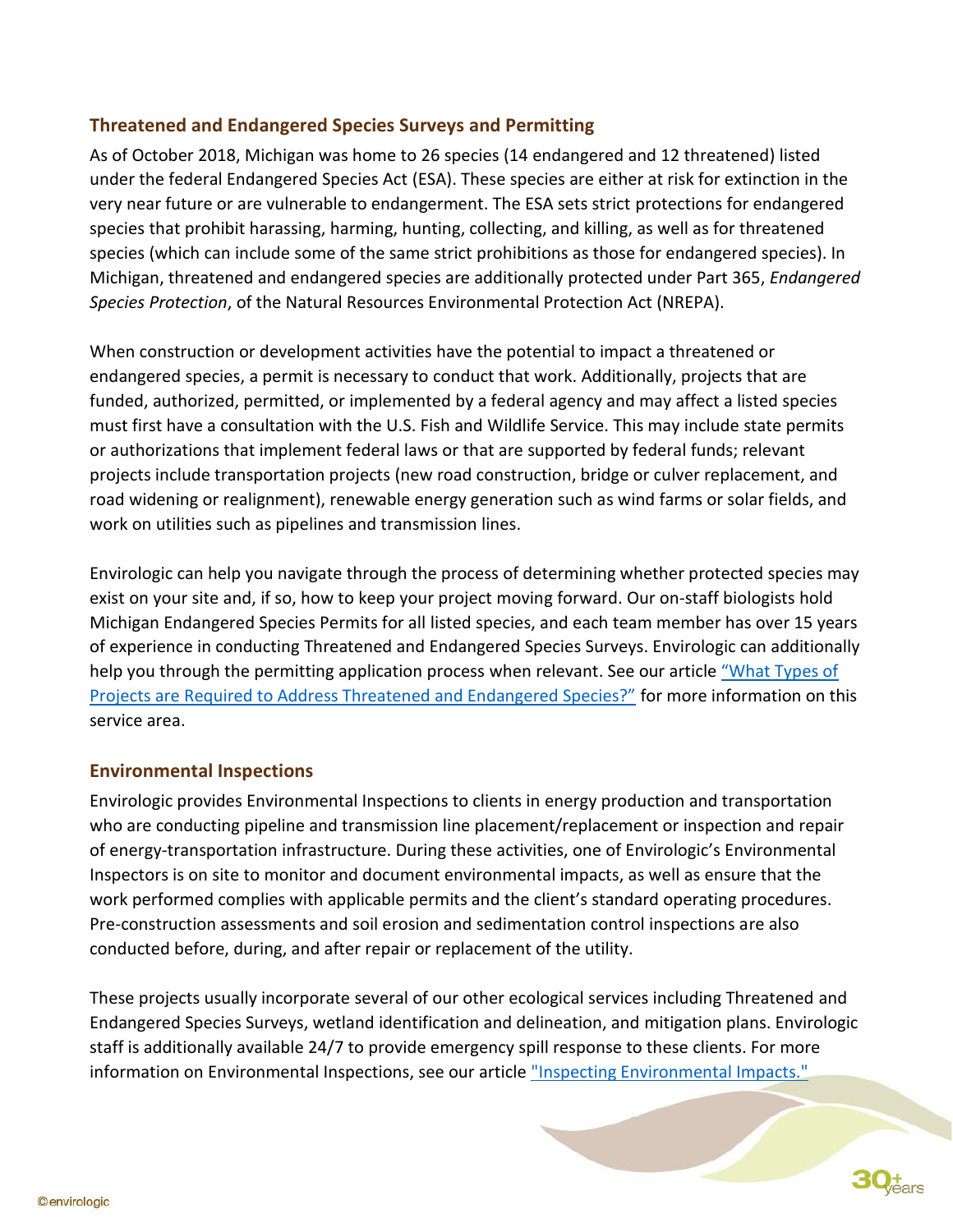### Threatened and Endangered Species Surveys and Permitting

As of October 2018, Michigan was home to 26 species (14 endangered and 12 threatened) listed under the federal Endangered Species Act (ESA). These species are either at risk for extinction in the very near future or are vulnerable to endangerment. The ESA sets strict protections for endangered species that prohibit harassing, harming, hunting, collecting, and killing, as well as for threatened species (which can include some of the same strict prohibitions as those for endangered species). In Michigan, threatened and endangered species are additionally protected under Part 365, *Endangered Species Protection*, of the Natural Resources Environmental Protection Act (NREPA).

When construction or development activities have the potential to impact a threatened or endangered species, a permit is necessary to conduct that work. Additionally, projects that are funded, authorized, permitted, or implemented by a federal agency and may affect a listed species must first have a consultation with the U.S. Fish and Wildlife Service. This may include state permits or authorizations that implement federal laws or that are supported by federal funds; relevant projects include transportation projects (new road construction, bridge or culver replacement, and road widening or realignment), renewable energy generation such as wind farms or solar fields, and work on utilities such as pipelines and transmission lines.

Envirologic can help you navigate through the process of determining whether protected species may exist on your site and, if so, how to keep your project moving forward. Our on-staff biologists hold Michigan Endangered Species Permits for all listed species, and each team member has over 15 years of experience in conducting Threatened and Endangered Species Surveys. Envirologic can additionally help you through the permitting application process when relevant. See our article "What Types of Projects are Required to Address Threatened and Endangered Species?" for more information on this service area.

### Environmental Inspections

Envirologic provides Environmental Inspections to clients in energy production and transportation who are conducting pipeline and transmission line placement/replacement or inspection and repair of energy-transportation infrastructure. During these activities, one of Envirologic's Environmental Inspectors is on site to monitor and document environmental impacts, as well as ensure that the work performed complies with applicable permits and the client's standard operating procedures. Pre-construction assessments and soil erosion and sedimentation control inspections are also conducted before, during, and after repair or replacement of the utility.

These projects usually incorporate several of our other ecological services including Threatened and Endangered Species Surveys, wetland identification and delineation, and mitigation plans. Envirologic staff is additionally available 24/7 to provide emergency spill response to these clients. For more information on Environmental Inspections, see our article "Inspecting Environmental Impacts."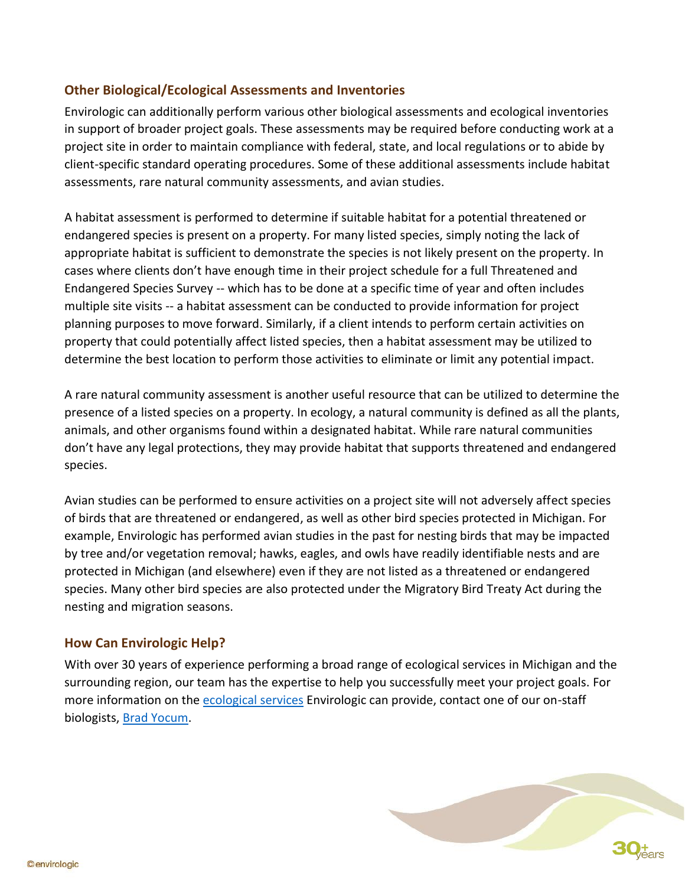### Other Biological/Ecological Assessments and Inventories

Envirologic can additionally perform various other biological assessments and ecological inventories in support of broader project goals. These assessments may be required before conducting work at a project site in order to maintain compliance with federal, state, and local regulations or to abide by client-specific standard operating procedures. Some of these additional assessments include habitat assessments, rare natural community assessments, and avian studies.

A habitat assessment is performed to determine if suitable habitat for a potential threatened or endangered species is present on a property. For many listed species, simply noting the lack of appropriate habitat is sufficient to demonstrate the species is not likely present on the property. In cases where clients don't have enough time in their project schedule for a full Threatened and Endangered Species Survey -- which has to be done at a specific time of year and often includes multiple site visits -- a habitat assessment can be conducted to provide information for project planning purposes to move forward. Similarly, if a client intends to perform certain activities on property that could potentially affect listed species, then a habitat assessment may be utilized to determine the best location to perform those activities to eliminate or limit any potential impact.

A rare natural community assessment is another useful resource that can be utilized to determine the presence of a listed species on a property. In ecology, a natural community is defined as all the plants, animals, and other organisms found within a designated habitat. While rare natural communities don't have any legal protections, they may provide habitat that supports threatened and endangered species.

Avian studies can be performed to ensure activities on a project site will not adversely affect species of birds that are threatened or endangered, as well as other bird species protected in Michigan. For example, Envirologic has performed avian studies in the past for nesting birds that may be impacted by tree and/or vegetation removal; hawks, eagles, and owls have readily identifiable nests and are protected in Michigan (and elsewhere) even if they are not listed as a threatened or endangered species. Many other bird species are also protected under the Migratory Bird Treaty Act during the nesting and migration seasons.

### How Can Envirologic Help?

With over 30 years of experience performing a broad range of ecological services in Michigan and the surrounding region, our team has the expertise to help you successfully meet your project goals. For more information on the ecological services Envirologic can provide, contact one of our on-staff biologists, Brad Yocum.